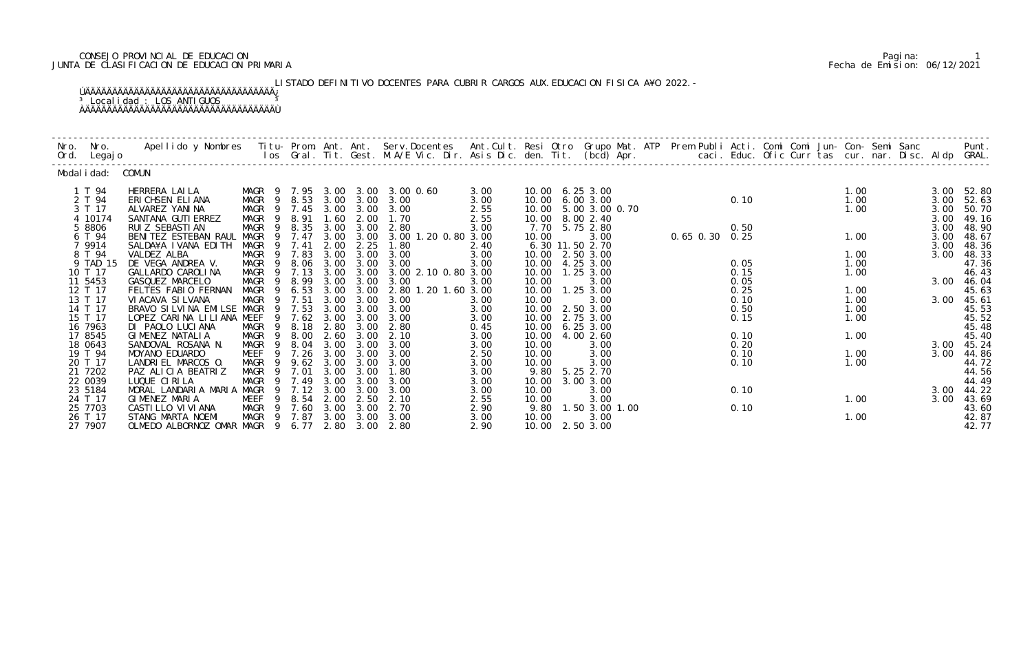CONSEJO PROVINCIAL DE EDUCACION
JUNTA DE CLASIFICACION DE EDUCACION PRIMARIA

Fecha de Emision: 06/12/2021

LISTADO DEFINITIVO DOCENTES PARA CUBRIR CARGOS AUX.EDUCACION FISICA A¥O 2022.-

Localidad : LOS ANTIGUOS

Modalidad: COMUN

| Nro. Ord. | Nro. Legajo | Apellido y Nombres | Titu-los | Prom. Gral. | Ant. Tit. | Ant. Gest. | Serv. Docentes M.A/E | Vic. | Dir. | Ant. Cult. Asis Dic. | Resi den. | Otro Tit. | Grupo (bcd) | Mat. Apr. | ATP | Prem | Publi caci. | Acti. Educ. | Comi Ofic | Comi Curr | Jun-tas | Con-cur. | Semi nar. | Sanc Disc. | Aldp | Punt. GRAL. |
|---|---|---|---|---|---|---|---|---|---|---|---|---|---|---|---|---|---|---|---|---|---|---|---|---|---|---|
| 1 | T 94 | HERRERA LAILA | MAGR 9 | 7.95 | 3.00 | 3.00 | 3.00 | 0.60 | | 3.00 | 10.00 | 6.25 | 3.00 | | | | | | | | | 1.00 | | | 3.00 | 52.80 |
| 2 | T 94 | ERICHSEN ELIANA | MAGR 9 | 8.53 | 3.00 | 3.00 | 3.00 | | | 3.00 | 10.00 | 6.00 | 3.00 | | | | | 0.10 | | | | 1.00 | | | 3.00 | 52.63 |
| 3 | T 17 | ALVAREZ YANINA | MAGR 9 | 7.45 | 3.00 | 3.00 | 3.00 | | | 2.55 | 10.00 | 5.00 | 3.00 | 0.70 | | | | | | | | 1.00 | | | 3.00 | 50.70 |
| 4 | 10174 | SANTANA GUTIERREZ | MAGR 9 | 8.91 | 1.60 | 2.00 | 1.70 | | | 2.55 | 10.00 | 8.00 | 2.40 | | | | | | | | | | | | 3.00 | 49.16 |
| 5 | 8806 | RUIZ SEBASTIAN | MAGR 9 | 8.35 | 3.00 | 3.00 | 2.80 | | | 3.00 | 7.70 | 5.75 | 2.80 | | | | | 0.50 | | | | | | | 3.00 | 48.90 |
| 6 | T 94 | BENITEZ ESTEBAN RAUL | MAGR 9 | 7.47 | 3.00 | 3.00 | 3.00 | 1.20 | 0.80 | 3.00 | 10.00 | | 3.00 | | | 0.65 | 0.30 | 0.25 | | | | 1.00 | | | 3.00 | 48.67 |
| 7 | 9914 | SALDA¥A IVANA EDITH | MAGR 9 | 7.41 | 2.00 | 2.25 | 1.80 | | | 2.40 | 6.30 | 11.50 | 2.70 | | | | | | | | | | | | 3.00 | 48.36 |
| 8 | T 94 | VALDEZ ALBA | MAGR 9 | 7.83 | 3.00 | 3.00 | 3.00 | | | 3.00 | 10.00 | 2.50 | 3.00 | | | | | | | | | 1.00 | | | 3.00 | 48.33 |
| 9 | TAD 15 | DE VEGA ANDREA V. | MAGR 9 | 8.06 | 3.00 | 3.00 | 3.00 | | | 3.00 | 10.00 | 4.25 | 3.00 | | | | | 0.05 | | | | 1.00 | | | | 47.36 |
| 10 | T 17 | GALLARDO CAROLINA | MAGR 9 | 7.13 | 3.00 | 3.00 | 3.00 | 2.10 | 0.80 | 3.00 | 10.00 | 1.25 | 3.00 | | | | | 0.15 | | | | 1.00 | | | | 46.43 |
| 11 | 5453 | GASQUEZ MARCELO | MAGR 9 | 8.99 | 3.00 | 3.00 | 3.00 | | | 3.00 | 10.00 | | 3.00 | | | | | 0.05 | | | | | | | 3.00 | 46.04 |
| 12 | T 17 | FELTES FABIO FERNAN | MAGR 9 | 6.53 | 3.00 | 3.00 | 2.80 | 1.20 | 1.60 | 3.00 | 10.00 | 1.25 | 3.00 | | | | | 0.25 | | | | 1.00 | | | | 45.63 |
| 13 | T 17 | VIACAVA SILVANA | MAGR 9 | 7.51 | 3.00 | 3.00 | 3.00 | | | 3.00 | 10.00 | | 3.00 | | | | | 0.10 | | | | 1.00 | | | 3.00 | 45.61 |
| 14 | T 17 | BRAVO SILVINA EMILSE | MAGR 9 | 7.53 | 3.00 | 3.00 | 3.00 | | | 3.00 | 10.00 | 2.50 | 3.00 | | | | | 0.50 | | | | 1.00 | | | | 45.53 |
| 15 | T 17 | LOPEZ CARINA LILIANA | MEEF 9 | 7.62 | 3.00 | 3.00 | 3.00 | | | 3.00 | 10.00 | 2.75 | 3.00 | | | | | 0.15 | | | | 1.00 | | | | 45.52 |
| 16 | 7963 | DI PAOLO LUCIANA | MAGR 9 | 8.18 | 2.80 | 3.00 | 2.80 | | | 0.45 | 10.00 | 6.25 | 3.00 | | | | | | | | | | | | | 45.48 |
| 17 | 8545 | GIMENEZ NATALIA | MAGR 9 | 8.00 | 2.60 | 3.00 | 2.10 | | | 3.00 | 10.00 | 4.00 | 2.60 | | | | | 0.10 | | | | 1.00 | | | | 45.40 |
| 18 | 0643 | SANDOVAL ROSANA N. | MAGR 9 | 8.04 | 3.00 | 3.00 | 3.00 | | | 3.00 | 10.00 | | 3.00 | | | | | 0.20 | | | | | | | 3.00 | 45.24 |
| 19 | T 94 | MOYANO EDUARDO | MEEF 9 | 7.26 | 3.00 | 3.00 | 3.00 | | | 2.50 | 10.00 | | 3.00 | | | | | 0.10 | | | | 1.00 | | | 3.00 | 44.86 |
| 20 | T 17 | LANDRIEL MARCOS O. | MAGR 9 | 9.62 | 3.00 | 3.00 | 3.00 | | | 3.00 | 10.00 | | 3.00 | | | | | 0.10 | | | | 1.00 | | | | 44.72 |
| 21 | 7202 | PAZ ALICIA BEATRIZ | MAGR 9 | 7.01 | 3.00 | 3.00 | 1.80 | | | 3.00 | 9.80 | 5.25 | 2.70 | | | | | | | | | | | | | 44.56 |
| 22 | 0039 | LUQUE CIRILA | MAGR 9 | 7.49 | 3.00 | 3.00 | 3.00 | | | 3.00 | 10.00 | 3.00 | 3.00 | | | | | | | | | | | | | 44.49 |
| 23 | 5184 | MORAL LANDARIA MARIA | MAGR 9 | 7.12 | 3.00 | 3.00 | 3.00 | | | 3.00 | 10.00 | | 3.00 | | | | | 0.10 | | | | | | | 3.00 | 44.22 |
| 24 | T 17 | GIMENEZ MARIA | MEEF 9 | 8.54 | 2.00 | 2.50 | 2.10 | | | 2.55 | 10.00 | | 3.00 | | | | | | | | | 1.00 | | | 3.00 | 43.69 |
| 25 | 7703 | CASTILLO VIVIANA | MAGR 9 | 7.60 | 3.00 | 3.00 | 2.70 | | | 2.90 | 9.80 | 1.50 | 3.00 | 1.00 | | | | 0.10 | | | | | | | | 43.60 |
| 26 | T 17 | STANG MARTA NOEMI | MAGR 9 | 7.87 | 3.00 | 3.00 | 3.00 | | | 3.00 | 10.00 | | 3.00 | | | | | | | | | 1.00 | | | | 42.87 |
| 27 | 7907 | OLMEDO ALBORNOZ OMAR | MAGR 9 | 6.77 | 2.80 | 3.00 | 2.80 | | | 2.90 | 10.00 | 2.50 | 3.00 | | | | | | | | | | | | | 42.77 |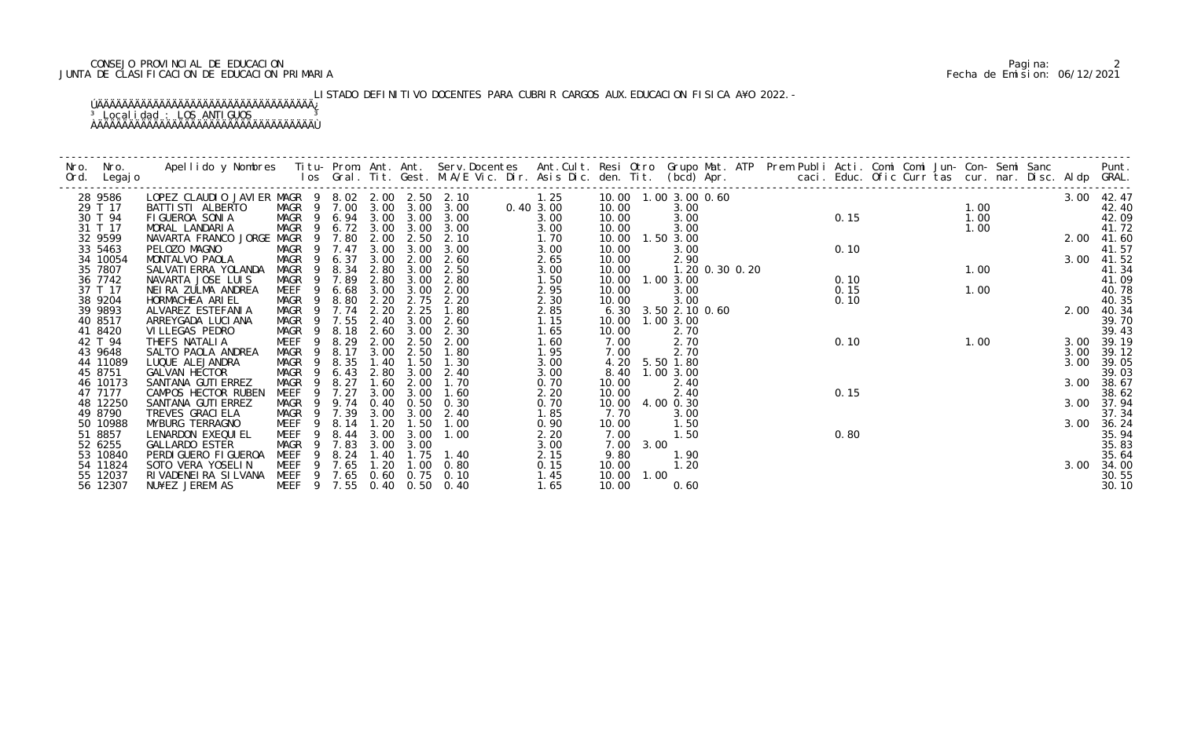CONSEJO PROVINCIAL DE EDUCACION
JUNTA DE CLASIFICACION DE EDUCACION PRIMARIA

Fecha de Emision: 06/12/2021

LISTADO DEFINITIVO DOCENTES PARA CUBRIR CARGOS AUX.EDUCACION FISICA A¥O 2022.-

Localidad : LOS ANTIGUOS

| Nro. Ord. | Nro. Legajo | Apellido y Nombres | Titulos | Prom. Gral. | Ant. Tit. | Ant. Gest. | Serv.Docentes M.A/E | Vic. | Dir. | Ant.Cult. Asis Dic. | Resi den. | Otro Tit. | Grupo (bcd) | Mat. Apr. | ATP | Prem | Publi caci. | Acti. Educ. | Comi Ofic | Comi Curr | Jun-tas | Con-cur. | Semi nar. | Sanc Disc. | Aldp | Punt. GRAL. |
|---|---|---|---|---|---|---|---|---|---|---|---|---|---|---|---|---|---|---|---|---|---|---|---|---|---|---|
| 28 | 9586 | LOPEZ CLAUDIO JAVIER | MAGR 9 | 8.02 | 2.00 | 2.50 | 2.10 | | | 1.25 | 10.00 | 1.00 | 3.00 | 0.60 | | | | | | | | | | | 3.00 | 42.47 |
| 29 | T 17 | BATTISTI ALBERTO | MAGR 9 | 7.00 | 3.00 | 3.00 | 3.00 | | 0.40 | 3.00 | 10.00 | | 3.00 | | | | | | | | 1.00 | | | | | 42.40 |
| 30 | T 94 | FIGUEROA SONIA | MAGR 9 | 6.94 | 3.00 | 3.00 | 3.00 | | | 3.00 | 10.00 | | 3.00 | | | | | 0.15 | | | 1.00 | | | | | 42.09 |
| 31 | T 17 | MORAL LANDARIA | MAGR 9 | 6.72 | 3.00 | 3.00 | 3.00 | | | 3.00 | 10.00 | | 3.00 | | | | | | | | 1.00 | | | | | 41.72 |
| 32 | 9599 | NAVARTA FRANCO JORGE | MAGR 9 | 7.80 | 2.00 | 2.50 | 2.10 | | | 1.70 | 10.00 | 1.50 | 3.00 | | | | | | | | | | | | 2.00 | 41.60 |
| 33 | 5463 | PELOZO MAGNO | MAGR 9 | 7.47 | 3.00 | 3.00 | 3.00 | | | 3.00 | 10.00 | | 3.00 | | | | | 0.10 | | | | | | | | 41.57 |
| 34 | 10054 | MONTALVO PAOLA | MAGR 9 | 6.37 | 3.00 | 2.00 | 2.60 | | | 2.65 | 10.00 | | 2.90 | | | | | | | | | | | | 3.00 | 41.52 |
| 35 | 7807 | SALVATIERRA YOLANDA | MAGR 9 | 8.34 | 2.80 | 3.00 | 2.50 | | | 3.00 | 10.00 | | 1.20 | 0.30 | 0.20 | | | | | | 1.00 | | | | | 41.34 |
| 36 | 7742 | NAVARTA JOSE LUIS | MAGR 9 | 7.89 | 2.80 | 3.00 | 2.80 | | | 1.50 | 10.00 | 1.00 | 3.00 | | | | | 0.10 | | | | | | | | 41.09 |
| 37 | T 17 | NEIRA ZULMA ANDREA | MEEF 9 | 6.68 | 3.00 | 3.00 | 2.00 | | | 2.95 | 10.00 | | 3.00 | | | | | 0.15 | | | 1.00 | | | | | 40.78 |
| 38 | 9204 | HORMACHEA ARIEL | MAGR 9 | 8.80 | 2.20 | 2.75 | 2.20 | | | 2.30 | 10.00 | | 3.00 | | | | | 0.10 | | | | | | | | 40.35 |
| 39 | 9893 | ALVAREZ ESTEFANIA | MAGR 9 | 7.74 | 2.20 | 2.25 | 1.80 | | | 2.85 | 6.30 | 3.50 | 2.10 | 0.60 | | | | | | | | | | | 2.00 | 40.34 |
| 40 | 8517 | ARREYGADA LUCIANA | MAGR 9 | 7.55 | 2.40 | 3.00 | 2.60 | | | 1.15 | 10.00 | 1.00 | 3.00 | | | | | | | | | | | | | 39.70 |
| 41 | 8420 | VILLEGAS PEDRO | MAGR 9 | 8.18 | 2.60 | 3.00 | 2.30 | | | 1.65 | 10.00 | | 2.70 | | | | | | | | | | | | | 39.43 |
| 42 | T 94 | THEFS NATALIA | MEEF 9 | 8.29 | 2.00 | 2.50 | 2.00 | | | 1.60 | 7.00 | | 2.70 | | | | | 0.10 | | | 1.00 | | | | 3.00 | 39.19 |
| 43 | 9648 | SALTO PAOLA ANDREA | MAGR 9 | 8.17 | 3.00 | 2.50 | 1.80 | | | 1.95 | 7.00 | | 2.70 | | | | | | | | | | | | 3.00 | 39.12 |
| 44 | 11089 | LUQUE ALEJANDRA | MAGR 9 | 8.35 | 1.40 | 1.50 | 1.30 | | | 3.00 | 4.20 | 5.50 | 1.80 | | | | | | | | | | | | 3.00 | 39.05 |
| 45 | 8751 | GALVAN HECTOR | MAGR 9 | 6.43 | 2.80 | 3.00 | 2.40 | | | 3.00 | 8.40 | 1.00 | 3.00 | | | | | | | | | | | | | 39.03 |
| 46 | 10173 | SANTANA GUTIERREZ | MAGR 9 | 8.27 | 1.60 | 2.00 | 1.70 | | | 0.70 | 10.00 | | 2.40 | | | | | | | | | | | | 3.00 | 38.67 |
| 47 | 7177 | CAMPOS HECTOR RUBEN | MEEF 9 | 7.27 | 3.00 | 3.00 | 1.60 | | | 2.20 | 10.00 | | 2.40 | | | | | 0.15 | | | | | | | | 38.62 |
| 48 | 12250 | SANTANA GUTIERREZ | MAGR 9 | 9.74 | 0.40 | 0.50 | 0.30 | | | 0.70 | 10.00 | 4.00 | 0.30 | | | | | | | | | | | | 3.00 | 37.94 |
| 49 | 8790 | TREVES GRACIELA | MAGR 9 | 7.39 | 3.00 | 3.00 | 2.40 | | | 1.85 | 7.70 | | 3.00 | | | | | | | | | | | | | 37.34 |
| 50 | 10988 | MYBURG TERRAGNO | MEEF 9 | 8.14 | 1.20 | 1.50 | 1.00 | | | 0.90 | 10.00 | | 1.50 | | | | | | | | | | | | 3.00 | 36.24 |
| 51 | 8857 | LENARDON EXEQUIEL | MEEF 9 | 8.44 | 3.00 | 3.00 | 1.00 | | | 2.20 | 7.00 | | 1.50 | | | | | 0.80 | | | | | | | | 35.94 |
| 52 | 6255 | GALLARDO ESTER | MAGR 9 | 7.83 | 3.00 | 3.00 | | | | 3.00 | 7.00 | 3.00 | | | | | | | | | | | | | | 35.83 |
| 53 | 10840 | PERDIGUERO FIGUEROA | MEEF 9 | 8.24 | 1.40 | 1.75 | 1.40 | | | 2.15 | 9.80 | | 1.90 | | | | | | | | | | | | | 35.64 |
| 54 | 11824 | SOTO VERA YOSELIN | MEEF 9 | 7.65 | 1.20 | 1.00 | 0.80 | | | 0.15 | 10.00 | | 1.20 | | | | | | | | | | | | 3.00 | 34.00 |
| 55 | 12037 | RIVADENEIRA SILVANA | MEEF 9 | 7.65 | 0.60 | 0.75 | 0.10 | | | 1.45 | 10.00 | 1.00 | | | | | | | | | | | | | | 30.55 |
| 56 | 12307 | NU¥EZ JEREMIAS | MEEF 9 | 7.55 | 0.40 | 0.50 | 0.40 | | | 1.65 | 10.00 | | 0.60 | | | | | | | | | | | | | 30.10 |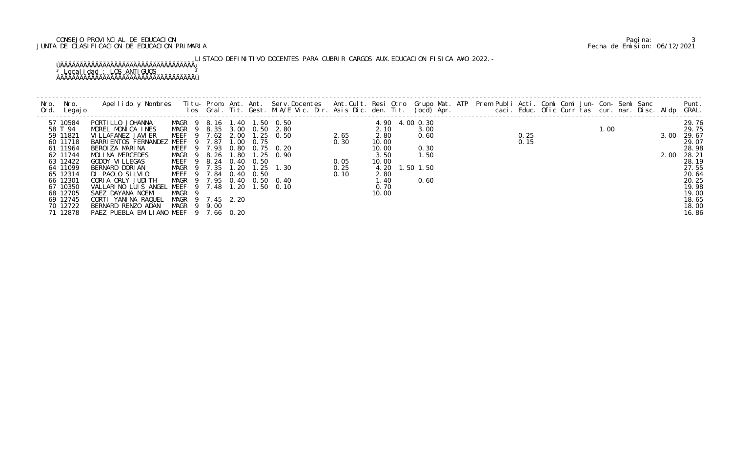CONSEJO PROVINCIAL DE EDUCACION
JUNTA DE CLASIFICACION DE EDUCACION PRIMARIA

Fecha de Emision: 06/12/2021

LISTADO DEFINITIVO DOCENTES PARA CUBRIR CARGOS AUX.EDUCACION FISICA A¥O 2022.-

Localidad : LOS ANTIGUOS

| Nro. Ord. | Nro. Legajo | Apellido y Nombres | Titu- los | Prom. Gral. | Ant. Tit. | Ant. Gest. | Serv.Docentes M.A/E Vic. Dir. | Ant.Cult. Asis Dic. | Resi den. | Otro Tit. | Grupo Mat. (bcd) | ATP Apr. | Prem Publi caci. | Acti. Educ. | Comi Ofic | Comi Curr | Jun- tas | Con- cur. | Semi nar. | Sanc Disc. | Aldp | Punt. GRAL. |
|---|---|---|---|---|---|---|---|---|---|---|---|---|---|---|---|---|---|---|---|---|---|---|
| 57 | 10584 | PORTILLO JOHANNA | MAGR 9 | 8.16 | 1.40 | 1.50 | 0.50 | | 4.90 | 4.00 | 0.30 | | | | | | | | | | | 29.76 |
| 58 | T 94 | MOREL MONICA INES | MAGR 9 | 8.35 | 3.00 | 0.50 | 2.80 | | 2.10 | | 3.00 | | | | | | | | | | | 29.75 |
| 59 | 11821 | VILLAFANEZ JAVIER | MEEF 9 | 7.62 | 2.00 | 1.25 | 0.50 | 2.65 | 2.80 | | 0.60 | | | 0.25 | | | | 1.00 | | | 3.00 | 29.67 |
| 60 | 11718 | BARRIENTOS FERNANDEZ | MEEF 9 | 7.87 | 1.00 | 0.75 | | 0.30 | 10.00 | | | | | 0.15 | | | | | | | | 29.07 |
| 61 | 11964 | BEROIZA MARINA | MEEF 9 | 7.93 | 0.80 | 0.75 | 0.20 | | 10.00 | | 0.30 | | | | | | | | | | | 28.98 |
| 62 | 11744 | MOLINA MERCEDES | MAGR 9 | 8.26 | 1.80 | 1.25 | 0.90 | | 3.50 | | 1.50 | | | | | | | | | | 2.00 | 28.21 |
| 63 | 12422 | GODOY VILLEGAS | MEEF 9 | 8.24 | 0.40 | 0.50 | | 0.05 | 10.00 | | | | | | | | | | | | | 28.19 |
| 64 | 11099 | BERNARD DORIAN | MAGR 9 | 7.35 | 1.20 | 1.25 | 1.30 | 0.25 | 4.20 | 1.50 | 1.50 | | | | | | | | | | | 27.55 |
| 65 | 12314 | DI PAOLO SILVIO | MEEF 9 | 7.84 | 0.40 | 0.50 | | 0.10 | 2.80 | | | | | | | | | | | | | 20.64 |
| 66 | 12301 | CORIA ORLY JUDITH | MAGR 9 | 7.95 | 0.40 | 0.50 | 0.40 | | 1.40 | | 0.60 | | | | | | | | | | | 20.25 |
| 67 | 10350 | VALLARINO LUIS ANGEL | MEEF 9 | 7.48 | 1.20 | 1.50 | 0.10 | | 0.70 | | | | | | | | | | | | | 19.98 |
| 68 | 12705 | SAEZ DAYANA NOEMI | MAGR 9 | | | | | | 10.00 | | | | | | | | | | | | | 19.00 |
| 69 | 12745 | CORTI YANINA RAQUEL | MAGR 9 | 7.45 | 2.20 | | | | | | | | | | | | | | | | | 18.65 |
| 70 | 12722 | BERNARD RENZO ADAN | MAGR 9 | 9.00 | | | | | | | | | | | | | | | | | | 18.00 |
| 71 | 12878 | PAEZ PUEBLA EMILIANO | MEEF 9 | 7.66 | 0.20 | | | | | | | | | | | | | | | | | 16.86 |